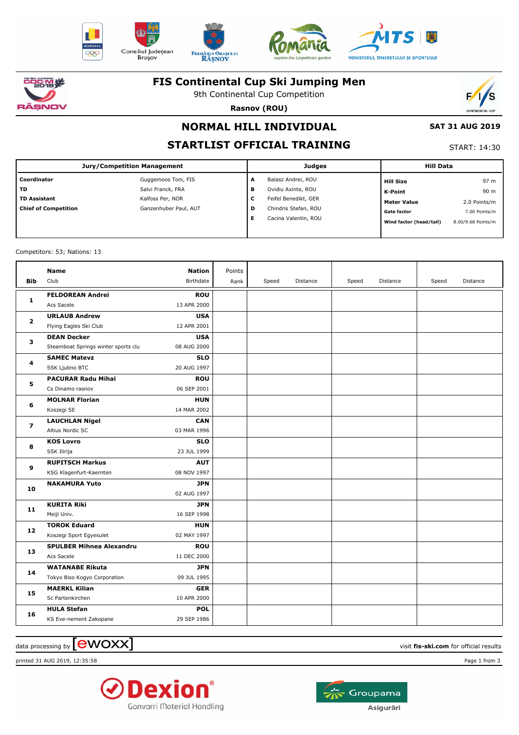# FIS Continental Cup Ski Jumping Men

9th Continental Cup Competition

**Rasnov (ROU)**

## NORMAL HILL INDIVIDUAL

**SAT 31 AUG 2019**

## STARTLIST OFFICIAL TRAINING

START: 14:30

| Jury/Competition Management | | Judges | | Hill Data | |
|---|---|---|---|---|---|
| **Coordinator** | Guggemoos Toni, FIS | **A** | Balasz Andrei, ROU | **Hill Size** | 97 m |
| **TD** | Salvi Franck, FRA | **B** | Ovidiu Axinte, ROU | **K-Point** | 90 m |
| **TD Assistant** | Kalfoss Per, NOR | **C** | Feifel Benedikt, GER | **Meter Value** | 2.0 Points/m |
| **Chief of Competition** | Ganzenhuber Paul, AUT | **D** | Chindris Stefan, ROU | **Gate factor** | 7.00 Points/m |
| | | **E** | Cacina Valentin, ROU | **Wind factor (head/tail)** | 8.00/9.68 Points/m |

Competitors: 53; Nations: 13

| Bib | Name / Club | Nation / Birthdate | Points / Rank | Speed | Distance | Speed | Distance | Speed | Distance |
|---|---|---|---|---|---|---|---|---|---|
| 1 | **FELDOREAN Andrei**<br>Acs Sacele | **ROU**<br>13 APR 2000 | | | | | | | |
| 2 | **URLAUB Andrew**<br>Flying Eagles Ski Club | **USA**<br>12 APR 2001 | | | | | | | |
| 3 | **DEAN Decker**<br>Steamboat Springs winter sports clu | **USA**<br>08 AUG 2000 | | | | | | | |
| 4 | **SAMEC Matevz**<br>SSK Ljubno BTC | **SLO**<br>20 AUG 1997 | | | | | | | |
| 5 | **PACURAR Radu Mihai**<br>Cs Dinamo rasnov | **ROU**<br>06 SEP 2001 | | | | | | | |
| 6 | **MOLNAR Florian**<br>Koszegi SE | **HUN**<br>14 MAR 2002 | | | | | | | |
| 7 | **LAUCHLAN Nigel**<br>Altius Nordic SC | **CAN**<br>03 MAR 1996 | | | | | | | |
| 8 | **KOS Lovro**<br>SSK Ilirija | **SLO**<br>23 JUL 1999 | | | | | | | |
| 9 | **RUPITSCH Markus**<br>KSG Klagenfurt-Kaernten | **AUT**<br>08 NOV 1997 | | | | | | | |
| 10 | **NAKAMURA Yuto** | **JPN**<br>02 AUG 1997 | | | | | | | |
| 11 | **KURITA Riki**<br>Meiji Univ. | **JPN**<br>16 SEP 1998 | | | | | | | |
| 12 | **TOROK Eduard**<br>Koszegi Sport Egyesulet | **HUN**<br>02 MAY 1997 | | | | | | | |
| 13 | **SPULBER Mihnea Alexandru**<br>Acs Sacele | **ROU**<br>11 DEC 2000 | | | | | | | |
| 14 | **WATANABE Rikuta**<br>Tokyo Biso Kogyo Corporation | **JPN**<br>09 JUL 1995 | | | | | | | |
| 15 | **MAERKL Kilian**<br>Sc Partenkirchen | **GER**<br>10 APR 2000 | | | | | | | |
| 16 | **HULA Stefan**<br>KS Eve-nement Zakopane | **POL**<br>29 SEP 1986 | | | | | | | |

data processing by ewoxx

visit **fis-ski.com** for official results

printed 31 AUG 2019, 12:35:58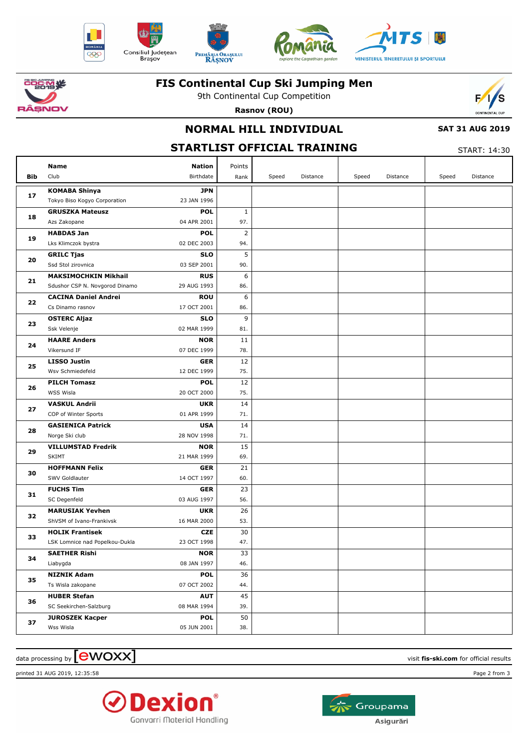# FIS Continental Cup Ski Jumping Men

9th Continental Cup Competition

**Rasnov (ROU)**

## NORMAL HILL INDIVIDUAL

**SAT 31 AUG 2019**

## STARTLIST OFFICIAL TRAINING

START: 14:30

| Bib | Name / Club | Nation / Birthdate | Points / Rank | Speed | Distance | Speed | Distance | Speed | Distance |
|---|---|---|---|---|---|---|---|---|---|
| 17 | **KOMABA Shinya**<br>Tokyo Biso Kogyo Corporation | **JPN**<br>23 JAN 1996 | | | | | | | |
| 18 | **GRUSZKA Mateusz**<br>Azs Zakopane | **POL**<br>04 APR 2001 | 1<br>97. | | | | | | |
| 19 | **HABDAS Jan**<br>Lks Klimczok bystra | **POL**<br>02 DEC 2003 | 2<br>94. | | | | | | |
| 20 | **GRILC Tjas**<br>Ssd Stol zirovnica | **SLO**<br>03 SEP 2001 | 5<br>90. | | | | | | |
| 21 | **MAKSIMOCHKIN Mikhail**<br>Sdushor CSP N. Novgorod Dinamo | **RUS**<br>29 AUG 1993 | 6<br>86. | | | | | | |
| 22 | **CACINA Daniel Andrei**<br>Cs Dinamo rasnov | **ROU**<br>17 OCT 2001 | 6<br>86. | | | | | | |
| 23 | **OSTERC Aljaz**<br>Ssk Velenje | **SLO**<br>02 MAR 1999 | 9<br>81. | | | | | | |
| 24 | **HAARE Anders**<br>Vikersund IF | **NOR**<br>07 DEC 1999 | 11<br>78. | | | | | | |
| 25 | **LISSO Justin**<br>Wsv Schmiedefeld | **GER**<br>12 DEC 1999 | 12<br>75. | | | | | | |
| 26 | **PILCH Tomasz**<br>WSS Wisla | **POL**<br>20 OCT 2000 | 12<br>75. | | | | | | |
| 27 | **VASKUL Andrii**<br>COP of Winter Sports | **UKR**<br>01 APR 1999 | 14<br>71. | | | | | | |
| 28 | **GASIENICA Patrick**<br>Norge Ski club | **USA**<br>28 NOV 1998 | 14<br>71. | | | | | | |
| 29 | **VILLUMSTAD Fredrik**<br>SKIMT | **NOR**<br>21 MAR 1999 | 15<br>69. | | | | | | |
| 30 | **HOFFMANN Felix**<br>SWV Goldlauter | **GER**<br>14 OCT 1997 | 21<br>60. | | | | | | |
| 31 | **FUCHS Tim**<br>SC Degenfeld | **GER**<br>03 AUG 1997 | 23<br>56. | | | | | | |
| 32 | **MARUSIAK Yevhen**<br>ShVSM of Ivano-Frankivsk | **UKR**<br>16 MAR 2000 | 26<br>53. | | | | | | |
| 33 | **HOLIK Frantisek**<br>LSK Lomnice nad Popelkou-Dukla | **CZE**<br>23 OCT 1998 | 30<br>47. | | | | | | |
| 34 | **SAETHER Rishi**<br>Liabygda | **NOR**<br>08 JAN 1997 | 33<br>46. | | | | | | |
| 35 | **NIZNIK Adam**<br>Ts Wisla zakopane | **POL**<br>07 OCT 2002 | 36<br>44. | | | | | | |
| 36 | **HUBER Stefan**<br>SC Seekirchen-Salzburg | **AUT**<br>08 MAR 1994 | 45<br>39. | | | | | | |
| 37 | **JUROSZEK Kacper**<br>Wss Wisla | **POL**<br>05 JUN 2001 | 50<br>38. | | | | | | |

data processing by ewoxx — visit **fis-ski.com** for official results

printed 31 AUG 2019, 12:35:58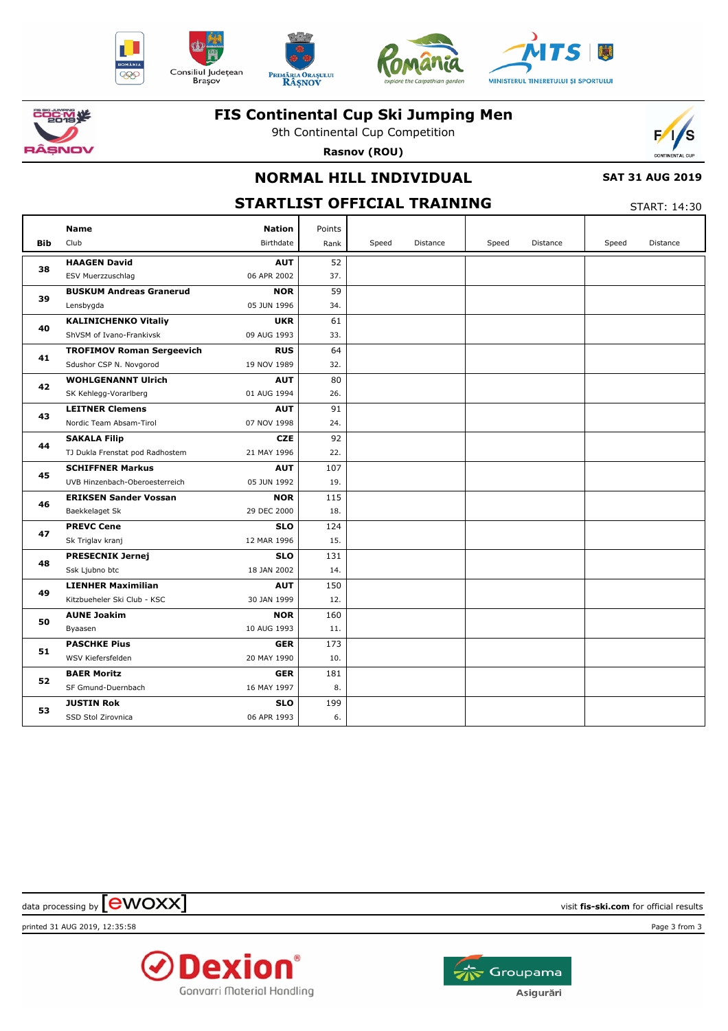# FIS Continental Cup Ski Jumping Men

9th Continental Cup Competition

**Rasnov (ROU)**

## NORMAL HILL INDIVIDUAL

**SAT 31 AUG 2019**

## STARTLIST OFFICIAL TRAINING

START: 14:30

| Bib | Name / Club | Nation / Birthdate | Points / Rank | Speed | Distance | Speed | Distance | Speed | Distance |
|---|---|---|---|---|---|---|---|---|---|
| 38 | **HAAGEN David**<br>ESV Muerzzuschlag | **AUT**<br>06 APR 2002 | 52<br>37. | | | | | | |
| 39 | **BUSKUM Andreas Granerud**<br>Lensbygda | **NOR**<br>05 JUN 1996 | 59<br>34. | | | | | | |
| 40 | **KALINICHENKO Vitaliy**<br>ShVSM of Ivano-Frankivsk | **UKR**<br>09 AUG 1993 | 61<br>33. | | | | | | |
| 41 | **TROFIMOV Roman Sergeevich**<br>Sdushor CSP N. Novgorod | **RUS**<br>19 NOV 1989 | 64<br>32. | | | | | | |
| 42 | **WOHLGENANNT Ulrich**<br>SK Kehlegg-Vorarlberg | **AUT**<br>01 AUG 1994 | 80<br>26. | | | | | | |
| 43 | **LEITNER Clemens**<br>Nordic Team Absam-Tirol | **AUT**<br>07 NOV 1998 | 91<br>24. | | | | | | |
| 44 | **SAKALA Filip**<br>TJ Dukla Frenstat pod Radhostem | **CZE**<br>21 MAY 1996 | 92<br>22. | | | | | | |
| 45 | **SCHIFFNER Markus**<br>UVB Hinzenbach-Oberoesterreich | **AUT**<br>05 JUN 1992 | 107<br>19. | | | | | | |
| 46 | **ERIKSEN Sander Vossan**<br>Baekkelaget Sk | **NOR**<br>29 DEC 2000 | 115<br>18. | | | | | | |
| 47 | **PREVC Cene**<br>Sk Triglav kranj | **SLO**<br>12 MAR 1996 | 124<br>15. | | | | | | |
| 48 | **PRESECNIK Jernej**<br>Ssk Ljubno btc | **SLO**<br>18 JAN 2002 | 131<br>14. | | | | | | |
| 49 | **LIENHER Maximilian**<br>Kitzbueheler Ski Club - KSC | **AUT**<br>30 JAN 1999 | 150<br>12. | | | | | | |
| 50 | **AUNE Joakim**<br>Byaasen | **NOR**<br>10 AUG 1993 | 160<br>11. | | | | | | |
| 51 | **PASCHKE Pius**<br>WSV Kiefersfelden | **GER**<br>20 MAY 1990 | 173<br>10. | | | | | | |
| 52 | **BAER Moritz**<br>SF Gmund-Duernbach | **GER**<br>16 MAY 1997 | 181<br>8. | | | | | | |
| 53 | **JUSTIN Rok**<br>SSD Stol Zirovnica | **SLO**<br>06 APR 1993 | 199<br>6. | | | | | | |

data processing by ewoxx

visit **fis-ski.com** for official results

printed 31 AUG 2019, 12:35:58